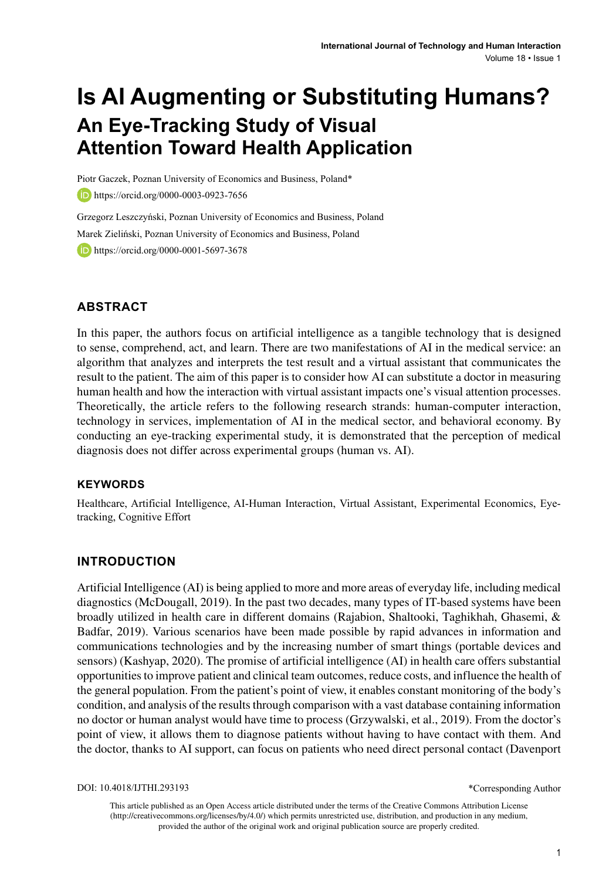# Is AI Augmenting or Substituting Humans?

## An Eye-Tracking Study of Visual Attention Toward Health Application

Piotr Gaczek, Poznan University of Economics and Business, Poland*

https://orcid.org/0000-0003-0923-7656

Grzegorz Leszczyński, Poznan University of Economics and Business, Poland

Marek Zieliński, Poznan University of Economics and Business, Poland

https://orcid.org/0000-0001-5697-3678

### ABSTRACT

In this paper, the authors focus on artificial intelligence as a tangible technology that is designed to sense, comprehend, act, and learn. There are two manifestations of AI in the medical service: an algorithm that analyzes and interprets the test result and a virtual assistant that communicates the result to the patient. The aim of this paper is to consider how AI can substitute a doctor in measuring human health and how the interaction with virtual assistant impacts one's visual attention processes. Theoretically, the article refers to the following research strands: human-computer interaction, technology in services, implementation of AI in the medical sector, and behavioral economy. By conducting an eye-tracking experimental study, it is demonstrated that the perception of medical diagnosis does not differ across experimental groups (human vs. AI).

### KEYWORDS

Healthcare, Artificial Intelligence, AI-Human Interaction, Virtual Assistant, Experimental Economics, Eye-tracking, Cognitive Effort

### INTRODUCTION

Artificial Intelligence (AI) is being applied to more and more areas of everyday life, including medical diagnostics (McDougall, 2019). In the past two decades, many types of IT-based systems have been broadly utilized in health care in different domains (Rajabion, Shaltooki, Taghikhah, Ghasemi, & Badfar, 2019). Various scenarios have been made possible by rapid advances in information and communications technologies and by the increasing number of smart things (portable devices and sensors) (Kashyap, 2020). The promise of artificial intelligence (AI) in health care offers substantial opportunities to improve patient and clinical team outcomes, reduce costs, and influence the health of the general population. From the patient's point of view, it enables constant monitoring of the body's condition, and analysis of the results through comparison with a vast database containing information no doctor or human analyst would have time to process (Grzywalski, et al., 2019). From the doctor's point of view, it allows them to diagnose patients without having to have contact with them. And the doctor, thanks to AI support, can focus on patients who need direct personal contact (Davenport

DOI: 10.4018/IJTHI.293193

*Corresponding Author

This article published as an Open Access article distributed under the terms of the Creative Commons Attribution License (http://creativecommons.org/licenses/by/4.0/) which permits unrestricted use, distribution, and production in any medium, provided the author of the original work and original publication source are properly credited.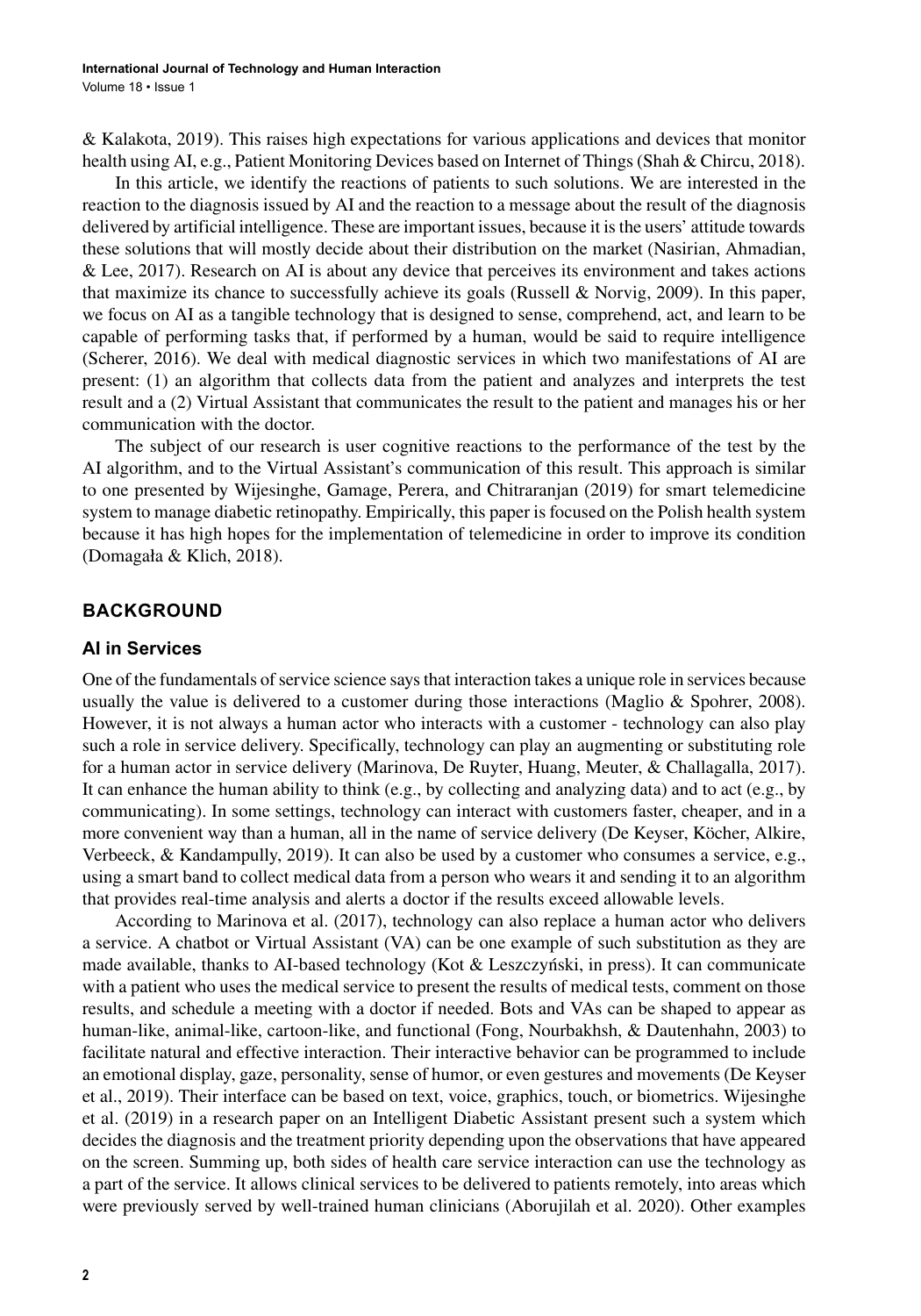& Kalakota, 2019). This raises high expectations for various applications and devices that monitor health using AI, e.g., Patient Monitoring Devices based on Internet of Things (Shah & Chircu, 2018).

In this article, we identify the reactions of patients to such solutions. We are interested in the reaction to the diagnosis issued by AI and the reaction to a message about the result of the diagnosis delivered by artificial intelligence. These are important issues, because it is the users' attitude towards these solutions that will mostly decide about their distribution on the market (Nasirian, Ahmadian, & Lee, 2017). Research on AI is about any device that perceives its environment and takes actions that maximize its chance to successfully achieve its goals (Russell & Norvig, 2009). In this paper, we focus on AI as a tangible technology that is designed to sense, comprehend, act, and learn to be capable of performing tasks that, if performed by a human, would be said to require intelligence (Scherer, 2016). We deal with medical diagnostic services in which two manifestations of AI are present: (1) an algorithm that collects data from the patient and analyzes and interprets the test result and a (2) Virtual Assistant that communicates the result to the patient and manages his or her communication with the doctor.

The subject of our research is user cognitive reactions to the performance of the test by the AI algorithm, and to the Virtual Assistant's communication of this result. This approach is similar to one presented by Wijesinghe, Gamage, Perera, and Chitraranjan (2019) for smart telemedicine system to manage diabetic retinopathy. Empirically, this paper is focused on the Polish health system because it has high hopes for the implementation of telemedicine in order to improve its condition (Domagała & Klich, 2018).

## BACKGROUND

### AI in Services

One of the fundamentals of service science says that interaction takes a unique role in services because usually the value is delivered to a customer during those interactions (Maglio & Spohrer, 2008). However, it is not always a human actor who interacts with a customer - technology can also play such a role in service delivery. Specifically, technology can play an augmenting or substituting role for a human actor in service delivery (Marinova, De Ruyter, Huang, Meuter, & Challagalla, 2017). It can enhance the human ability to think (e.g., by collecting and analyzing data) and to act (e.g., by communicating). In some settings, technology can interact with customers faster, cheaper, and in a more convenient way than a human, all in the name of service delivery (De Keyser, Köcher, Alkire, Verbeeck, & Kandampully, 2019). It can also be used by a customer who consumes a service, e.g., using a smart band to collect medical data from a person who wears it and sending it to an algorithm that provides real-time analysis and alerts a doctor if the results exceed allowable levels.

According to Marinova et al. (2017), technology can also replace a human actor who delivers a service. A chatbot or Virtual Assistant (VA) can be one example of such substitution as they are made available, thanks to AI-based technology (Kot & Leszczyński, in press). It can communicate with a patient who uses the medical service to present the results of medical tests, comment on those results, and schedule a meeting with a doctor if needed. Bots and VAs can be shaped to appear as human-like, animal-like, cartoon-like, and functional (Fong, Nourbakhsh, & Dautenhahn, 2003) to facilitate natural and effective interaction. Their interactive behavior can be programmed to include an emotional display, gaze, personality, sense of humor, or even gestures and movements (De Keyser et al., 2019). Their interface can be based on text, voice, graphics, touch, or biometrics. Wijesinghe et al. (2019) in a research paper on an Intelligent Diabetic Assistant present such a system which decides the diagnosis and the treatment priority depending upon the observations that have appeared on the screen. Summing up, both sides of health care service interaction can use the technology as a part of the service. It allows clinical services to be delivered to patients remotely, into areas which were previously served by well-trained human clinicians (Aborujilah et al. 2020). Other examples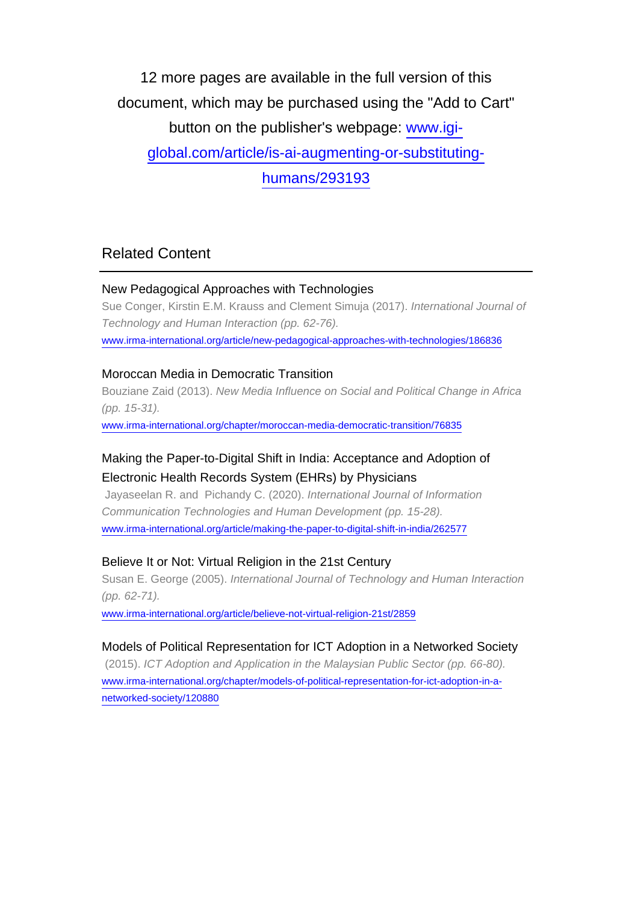12 more pages are available in the full version of this document, which may be purchased using the "Add to Cart" button on the publisher's webpage: [www.igi-global.com/article/is-ai-augmenting-or-substituting-humans/293193](www.igi-global.com/article/is-ai-augmenting-or-substituting-humans/293193)

## Related Content

**New Pedagogical Approaches with Technologies**
Sue Conger, Kirstin E.M. Krauss and Clement Simuja (2017). *International Journal of Technology and Human Interaction (pp. 62-76).*
[www.irma-international.org/article/new-pedagogical-approaches-with-technologies/186836](www.irma-international.org/article/new-pedagogical-approaches-with-technologies/186836)

**Moroccan Media in Democratic Transition**
Bouziane Zaid (2013). *New Media Influence on Social and Political Change in Africa (pp. 15-31).*
[www.irma-international.org/chapter/moroccan-media-democratic-transition/76835](www.irma-international.org/chapter/moroccan-media-democratic-transition/76835)

**Making the Paper-to-Digital Shift in India: Acceptance and Adoption of Electronic Health Records System (EHRs) by Physicians**
Jayaseelan R. and Pichandy C. (2020). *International Journal of Information Communication Technologies and Human Development (pp. 15-28).*
[www.irma-international.org/article/making-the-paper-to-digital-shift-in-india/262577](www.irma-international.org/article/making-the-paper-to-digital-shift-in-india/262577)

**Believe It or Not: Virtual Religion in the 21st Century**
Susan E. George (2005). *International Journal of Technology and Human Interaction (pp. 62-71).*
[www.irma-international.org/article/believe-not-virtual-religion-21st/2859](www.irma-international.org/article/believe-not-virtual-religion-21st/2859)

**Models of Political Representation for ICT Adoption in a Networked Society**
(2015). *ICT Adoption and Application in the Malaysian Public Sector (pp. 66-80).*
[www.irma-international.org/chapter/models-of-political-representation-for-ict-adoption-in-a-networked-society/120880](www.irma-international.org/chapter/models-of-political-representation-for-ict-adoption-in-a-networked-society/120880)